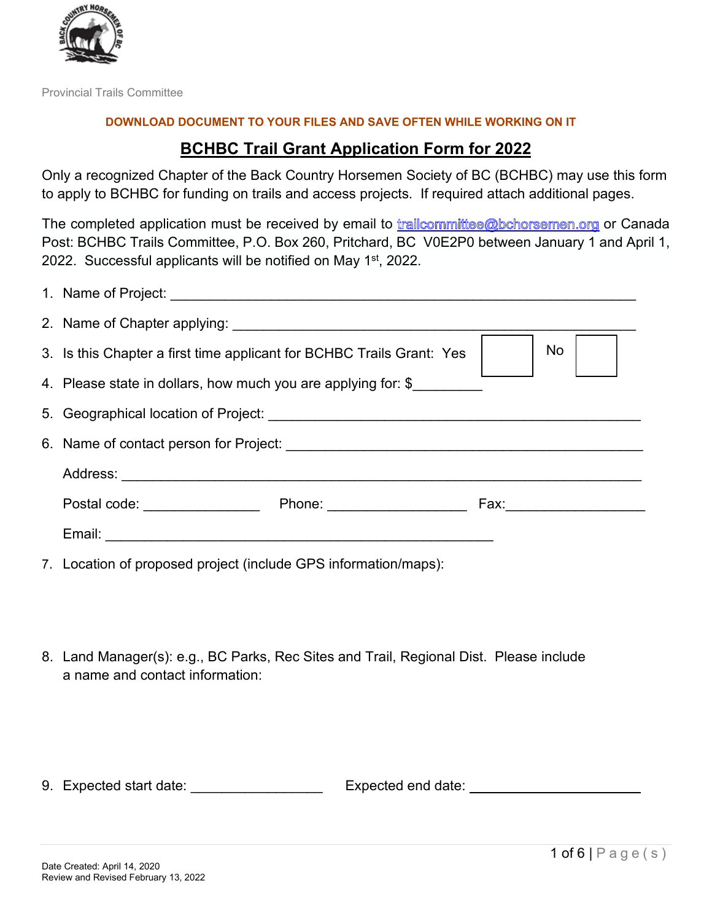Provincial Trails Committee

**DOWNLOAD DOCUMENT TO YOUR FILES AND SAVE OFTEN WHILE WORKING ON IT**

# BCHBC Trail Grant Application Form for 2022

Only a recognized Chapter of the Back Country Horsemen Society of BC (BCHBC) may use this form to apply to BCHBC for funding on trails and access projects. If required attach additional pages.

The completed application must be received by email to trailcommittee@bchorsemen.org or Canada Post: BCHBC Trails Committee, P.O. Box 260, Pritchard, BC V0E2P0 between January 1 and April 1, 2022. Successful applicants will be notified on May 1st, 2022.

1. Name of Project: ______________________________________________________

2. Name of Chapter applying: _______________________________________________

3. Is this Chapter a first time applicant for BCHBC Trails Grant: Yes ☐ No ☐

4. Please state in dollars, how much you are applying for: $_________

5. Geographical location of Project: _________________________________________

6. Name of contact person for Project: _______________________________________

   Address: _______________________________________________________________

   Postal code: _______________ Phone: __________________ Fax:__________________

   Email: ___________________________________________________

7. Location of proposed project (include GPS information/maps):

8. Land Manager(s): e.g., BC Parks, Rec Sites and Trail, Regional Dist. Please include a name and contact information:

9. Expected start date: _________________ Expected end date: ______________________

Date Created: April 14, 2020
Review and Revised February 13, 2022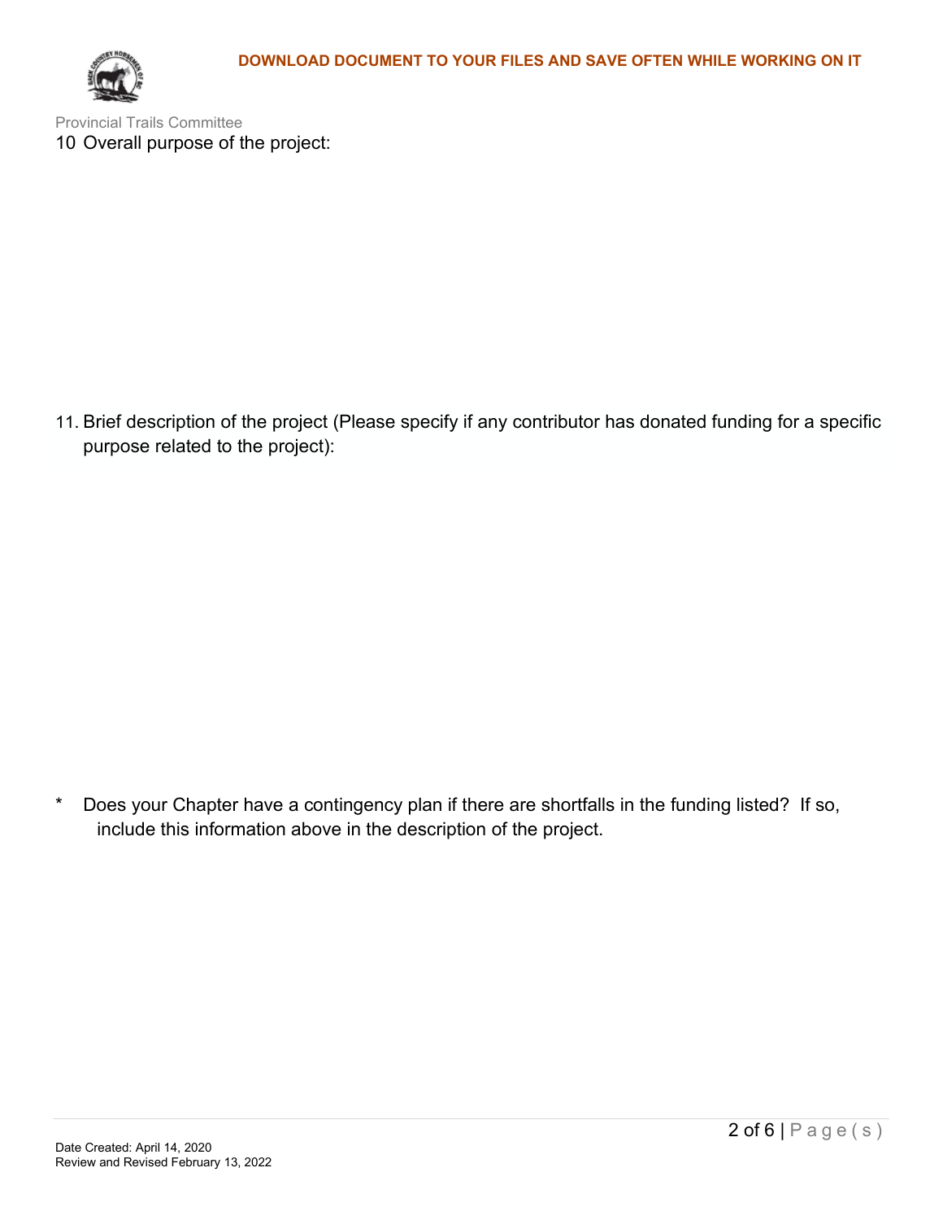**DOWNLOAD DOCUMENT TO YOUR FILES AND SAVE OFTEN WHILE WORKING ON IT**

Provincial Trails Committee

10 Overall purpose of the project:

11. Brief description of the project (Please specify if any contributor has donated funding for a specific purpose related to the project):

* Does your Chapter have a contingency plan if there are shortfalls in the funding listed? If so, include this information above in the description of the project.

Date Created: April 14, 2020
Review and Revised February 13, 2022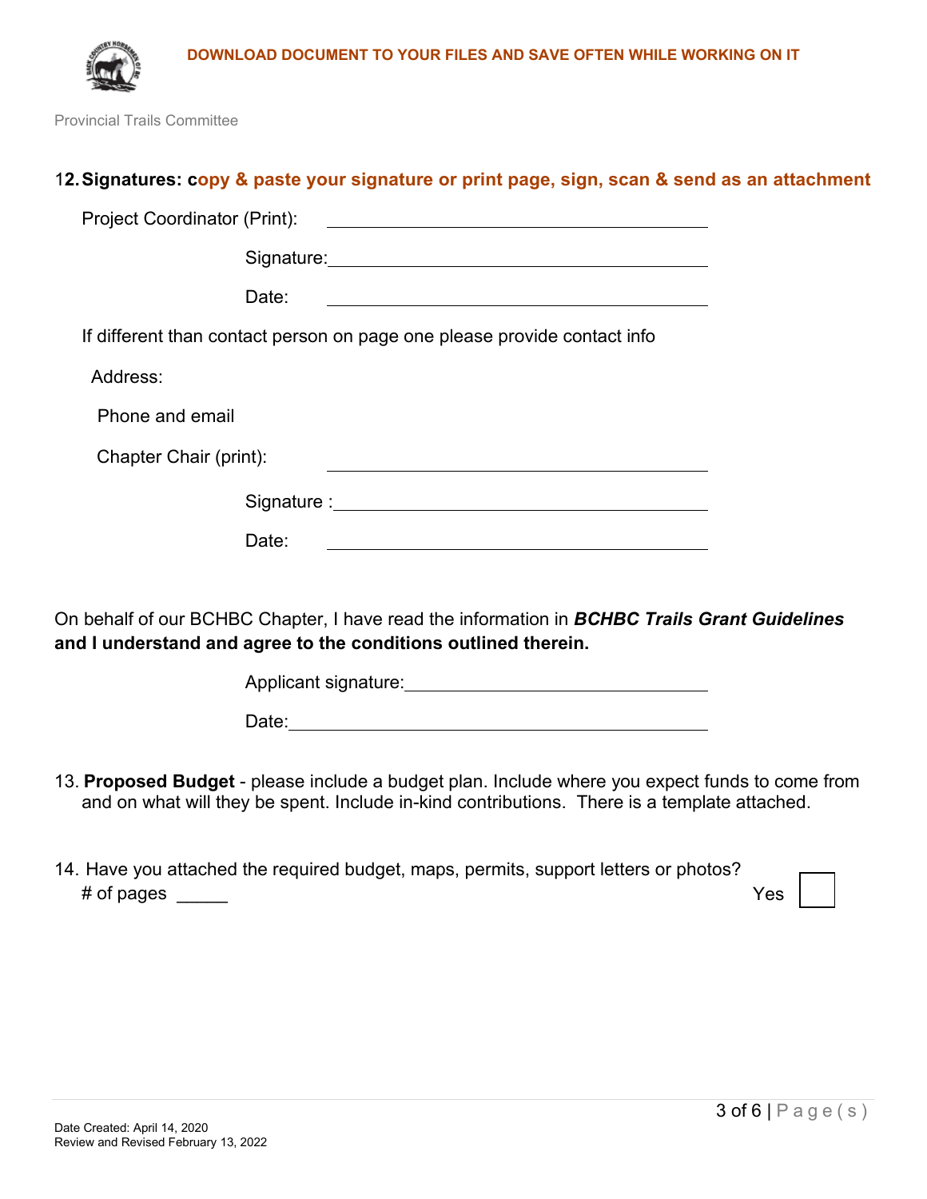**DOWNLOAD DOCUMENT TO YOUR FILES AND SAVE OFTEN WHILE WORKING ON IT**

Provincial Trails Committee

12. **Signatures: copy & paste your signature or print page, sign, scan & send as an attachment**

Project Coordinator (Print): ______________________________

Signature: ______________________________

Date: ______________________________

If different than contact person on page one please provide contact info

Address:

Phone and email

Chapter Chair (print): ______________________________

Signature : ______________________________

Date: ______________________________

On behalf of our BCHBC Chapter, I have read the information in ***BCHBC Trails Grant Guidelines*** **and I understand and agree to the conditions outlined therein.**

Applicant signature: ______________________________

Date: ______________________________

13. **Proposed Budget** - please include a budget plan. Include where you expect funds to come from and on what will they be spent. Include in-kind contributions. There is a template attached.

14. Have you attached the required budget, maps, permits, support letters or photos?
# of pages _____ Yes ☐

Date Created: April 14, 2020
Review and Revised February 13, 2022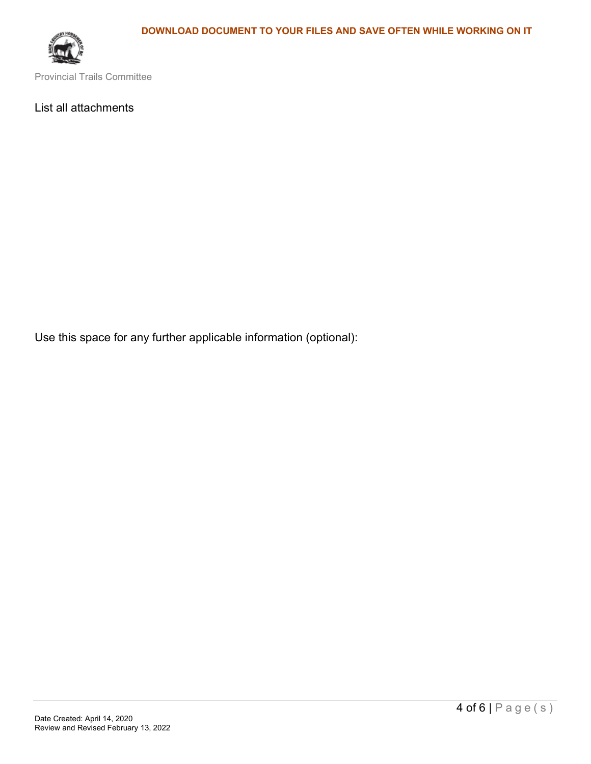**DOWNLOAD DOCUMENT TO YOUR FILES AND SAVE OFTEN WHILE WORKING ON IT**

Provincial Trails Committee

List all attachments

Use this space for any further applicable information (optional):

Date Created: April 14, 2020
Review and Revised February 13, 2022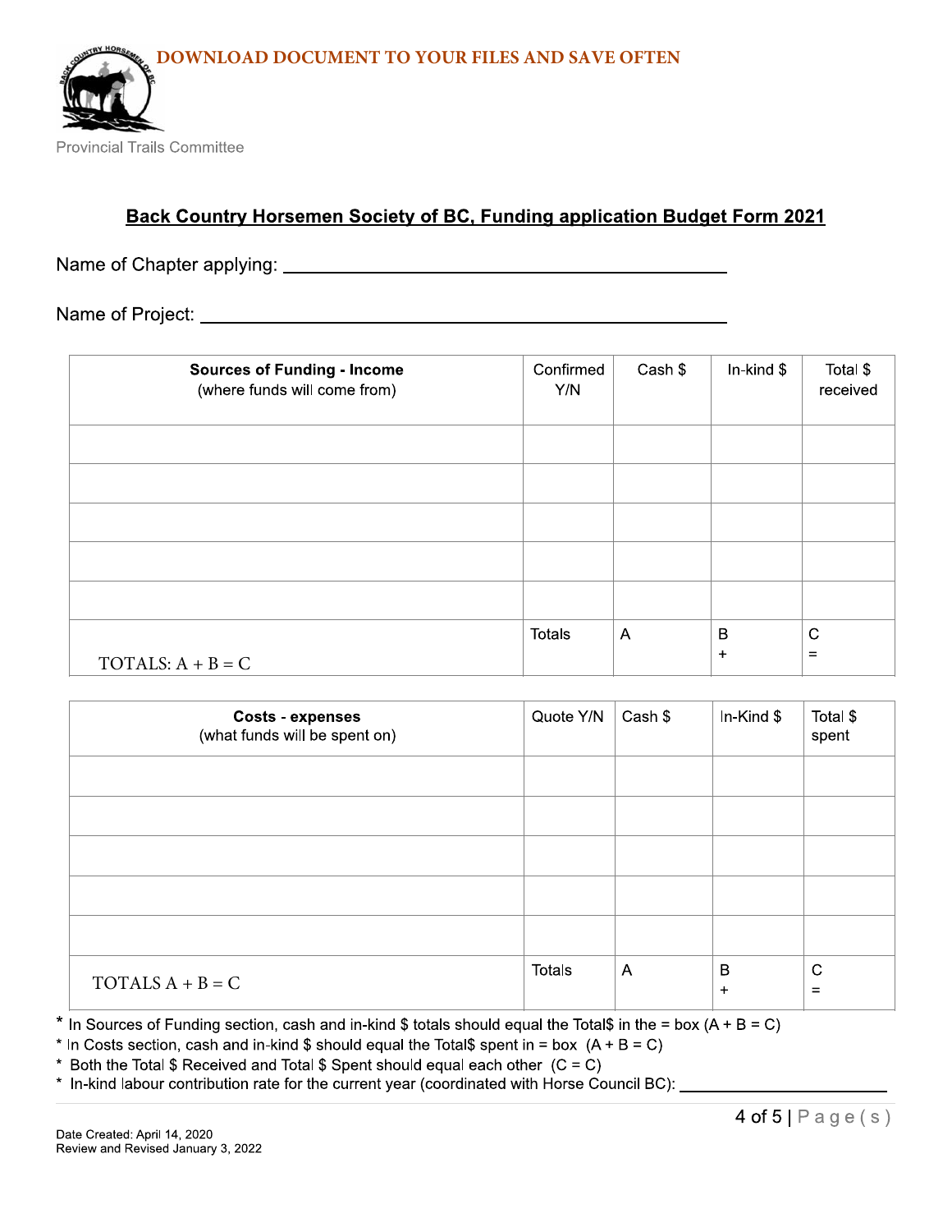DOWNLOAD DOCUMENT TO YOUR FILES AND SAVE OFTEN

Provincial Trails Committee

## Back Country Horsemen Society of BC, Funding application Budget Form 2021

Name of Chapter applying: ______________________________________________

Name of Project: ______________________________________________

| **Sources of Funding - Income** (where funds will come from) | Confirmed Y/N | Cash $ | In-kind $ | Total $ received |
|---|---|---|---|---|
| | | | | |
| | | | | |
| | | | | |
| | | | | |
| | | | | |
| TOTALS: A + B = C | Totals | A | B + | C = |

| **Costs - expenses** (what funds will be spent on) | Quote Y/N | Cash $ | In-Kind $ | Total $ spent |
|---|---|---|---|---|
| | | | | |
| | | | | |
| | | | | |
| | | | | |
| | | | | |
| TOTALS A + B = C | Totals | A | B + | C = |

* In Sources of Funding section, cash and in-kind $ totals should equal the Total$ in the = box (A + B = C)
* In Costs section, cash and in-kind $ should equal the Total$ spent in = box (A + B = C)
* Both the Total $ Received and Total $ Spent should equal each other (C = C)
* In-kind labour contribution rate for the current year (coordinated with Horse Council BC): ______________________

Date Created: April 14, 2020
Review and Revised January 3, 2022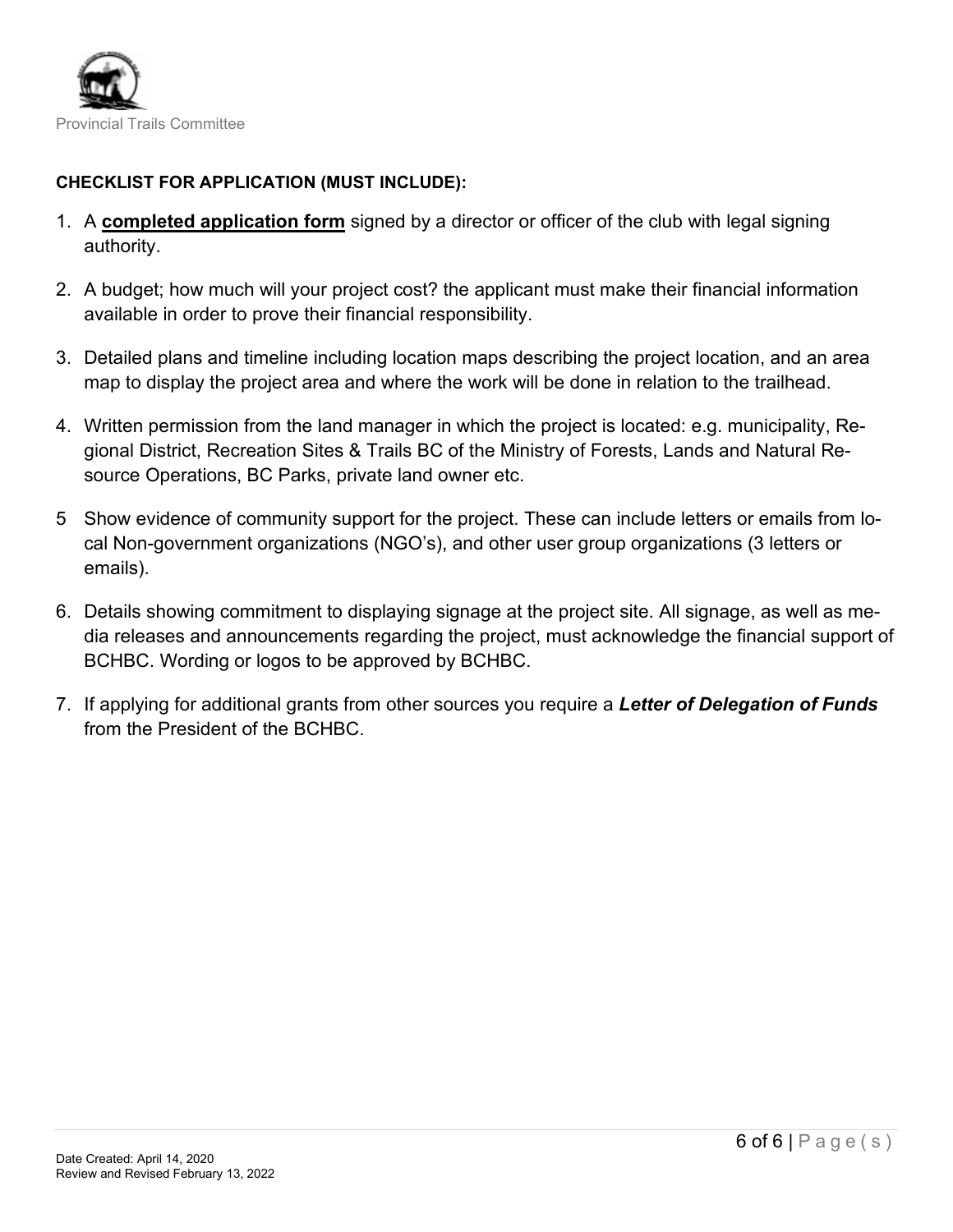**CHECKLIST FOR APPLICATION (MUST INCLUDE):**

1. A **completed application form** signed by a director or officer of the club with legal signing authority.

2. A budget; how much will your project cost? the applicant must make their financial information available in order to prove their financial responsibility.

3. Detailed plans and timeline including location maps describing the project location, and an area map to display the project area and where the work will be done in relation to the trailhead.

4. Written permission from the land manager in which the project is located: e.g. municipality, Regional District, Recreation Sites & Trails BC of the Ministry of Forests, Lands and Natural Resource Operations, BC Parks, private land owner etc.

5. Show evidence of community support for the project. These can include letters or emails from local Non-government organizations (NGO's), and other user group organizations (3 letters or emails).

6. Details showing commitment to displaying signage at the project site. All signage, as well as media releases and announcements regarding the project, must acknowledge the financial support of BCHBC. Wording or logos to be approved by BCHBC.

7. If applying for additional grants from other sources you require a ***Letter of Delegation of Funds*** from the President of the BCHBC.

Date Created: April 14, 2020
Review and Revised February 13, 2022